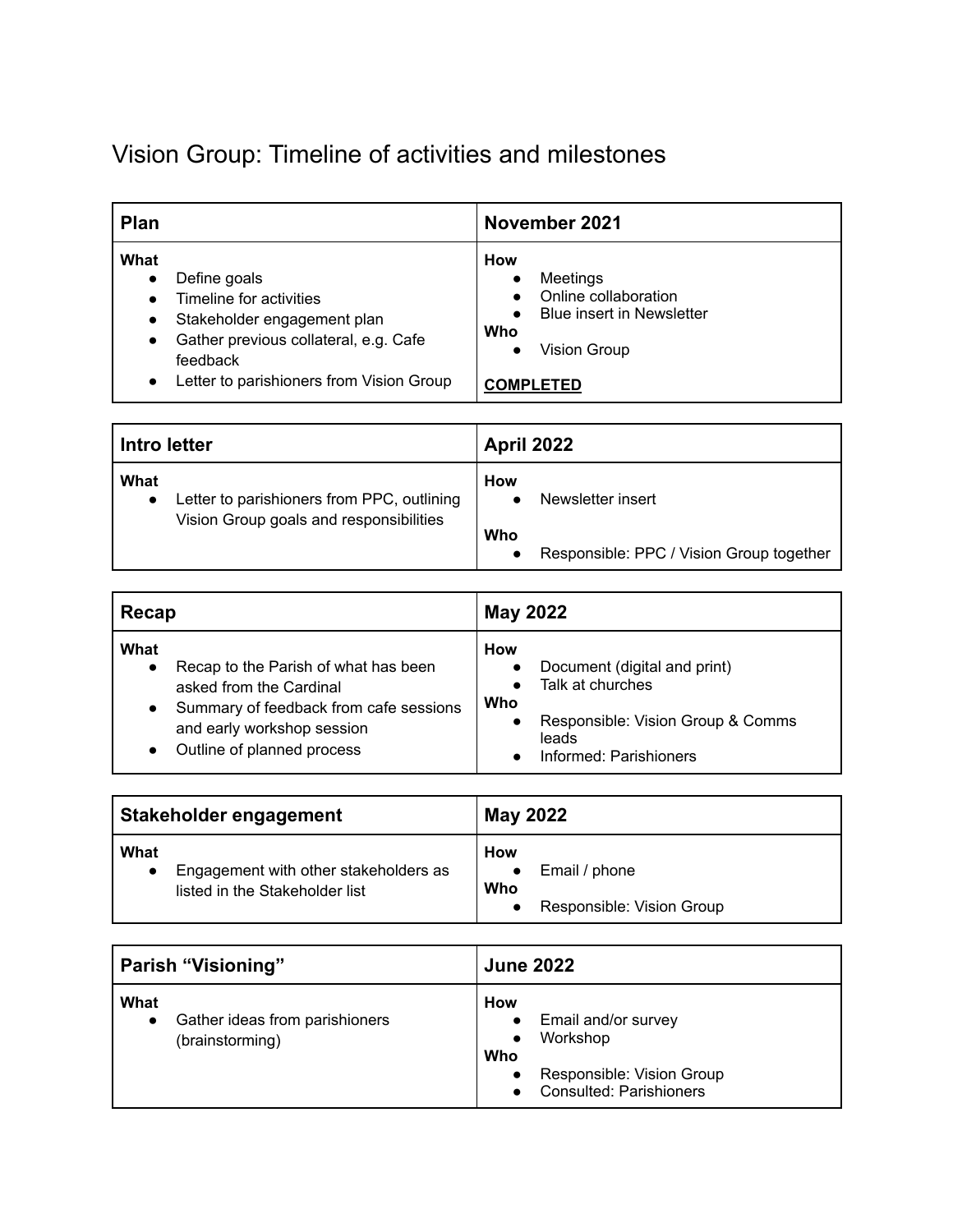# Vision Group: Timeline of activities and milestones

| Plan | November 2021 |
| --- | --- |
| **What**<br>● Define goals<br>● Timeline for activities<br>● Stakeholder engagement plan<br>● Gather previous collateral, e.g. Cafe feedback<br>● Letter to parishioners from Vision Group | **How**<br>● Meetings<br>● Online collaboration<br>● Blue insert in Newsletter<br>**Who**<br>● Vision Group<br><br>**COMPLETED** |

| Intro letter | April 2022 |
| --- | --- |
| **What**<br>● Letter to parishioners from PPC, outlining Vision Group goals and responsibilities | **How**<br>● Newsletter insert<br><br>**Who**<br>● Responsible: PPC / Vision Group together |

| Recap | May 2022 |
| --- | --- |
| **What**<br>● Recap to the Parish of what has been asked from the Cardinal<br>● Summary of feedback from cafe sessions and early workshop session<br>● Outline of planned process | **How**<br>● Document (digital and print)<br>● Talk at churches<br>**Who**<br>● Responsible: Vision Group & Comms leads<br>● Informed: Parishioners |

| Stakeholder engagement | May 2022 |
| --- | --- |
| **What**<br>● Engagement with other stakeholders as listed in the Stakeholder list | **How**<br>● Email / phone<br>**Who**<br>● Responsible: Vision Group |

| Parish "Visioning" | June 2022 |
| --- | --- |
| **What**<br>● Gather ideas from parishioners (brainstorming) | **How**<br>● Email and/or survey<br>● Workshop<br>**Who**<br>● Responsible: Vision Group<br>● Consulted: Parishioners |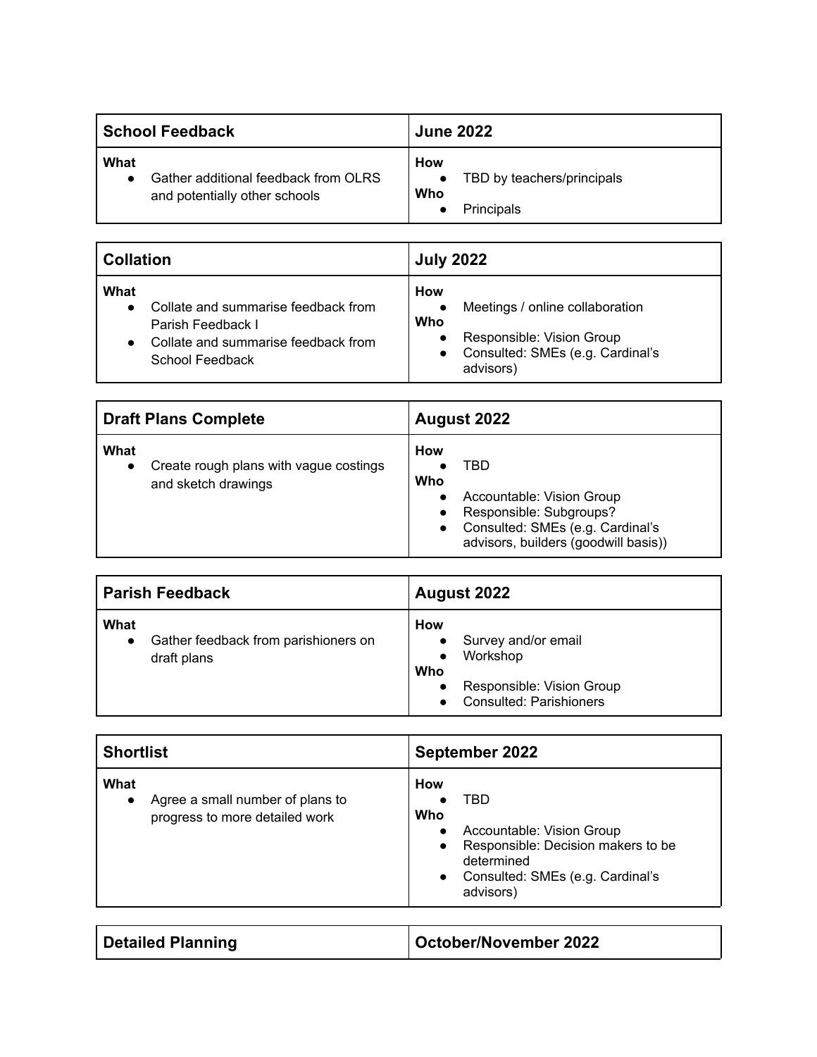| School Feedback | June 2022 |
| --- | --- |
| **What**<br>• Gather additional feedback from OLRS and potentially other schools | **How**<br>• TBD by teachers/principals<br>**Who**<br>• Principals |

| Collation | July 2022 |
| --- | --- |
| **What**<br>• Collate and summarise feedback from Parish Feedback I<br>• Collate and summarise feedback from School Feedback | **How**<br>• Meetings / online collaboration<br>**Who**<br>• Responsible: Vision Group<br>• Consulted: SMEs (e.g. Cardinal's advisors) |

| Draft Plans Complete | August 2022 |
| --- | --- |
| **What**<br>• Create rough plans with vague costings and sketch drawings | **How**<br>• TBD<br>**Who**<br>• Accountable: Vision Group<br>• Responsible: Subgroups?<br>• Consulted: SMEs (e.g. Cardinal's advisors, builders (goodwill basis)) |

| Parish Feedback | August 2022 |
| --- | --- |
| **What**<br>• Gather feedback from parishioners on draft plans | **How**<br>• Survey and/or email<br>• Workshop<br>**Who**<br>• Responsible: Vision Group<br>• Consulted: Parishioners |

| Shortlist | September 2022 |
| --- | --- |
| **What**<br>• Agree a small number of plans to progress to more detailed work | **How**<br>• TBD<br>**Who**<br>• Accountable: Vision Group<br>• Responsible: Decision makers to be determined<br>• Consulted: SMEs (e.g. Cardinal's advisors) |

| Detailed Planning | October/November 2022 |
| --- | --- |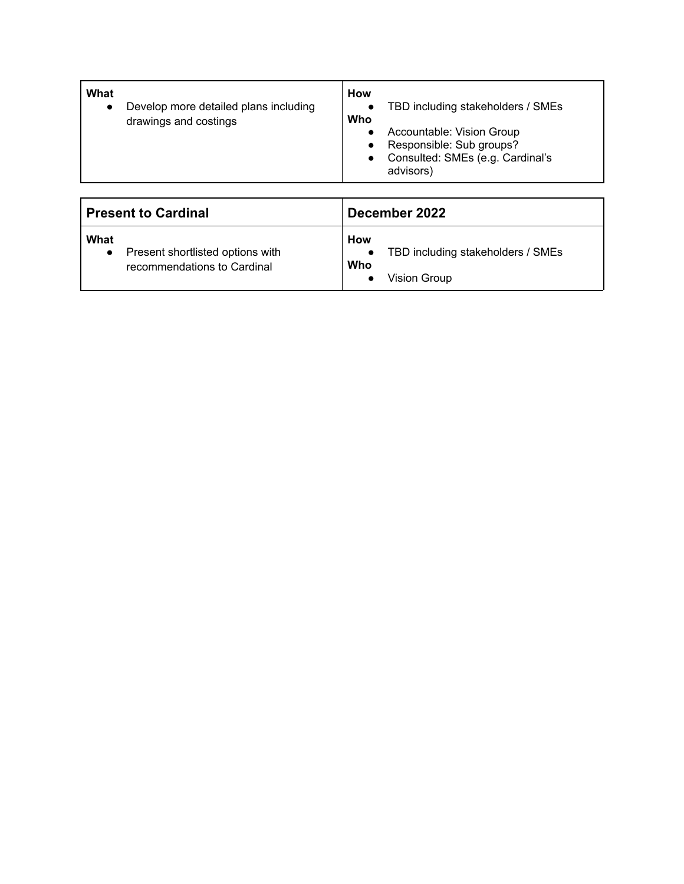| | |
|---|---|
| **What**<br>• Develop more detailed plans including drawings and costings | **How**<br>• TBD including stakeholders / SMEs<br>**Who**<br>• Accountable: Vision Group<br>• Responsible: Sub groups?<br>• Consulted: SMEs (e.g. Cardinal's advisors) |

| **Present to Cardinal** | **December 2022** |
|---|---|
| **What**<br>• Present shortlisted options with recommendations to Cardinal | **How**<br>• TBD including stakeholders / SMEs<br>**Who**<br>• Vision Group |